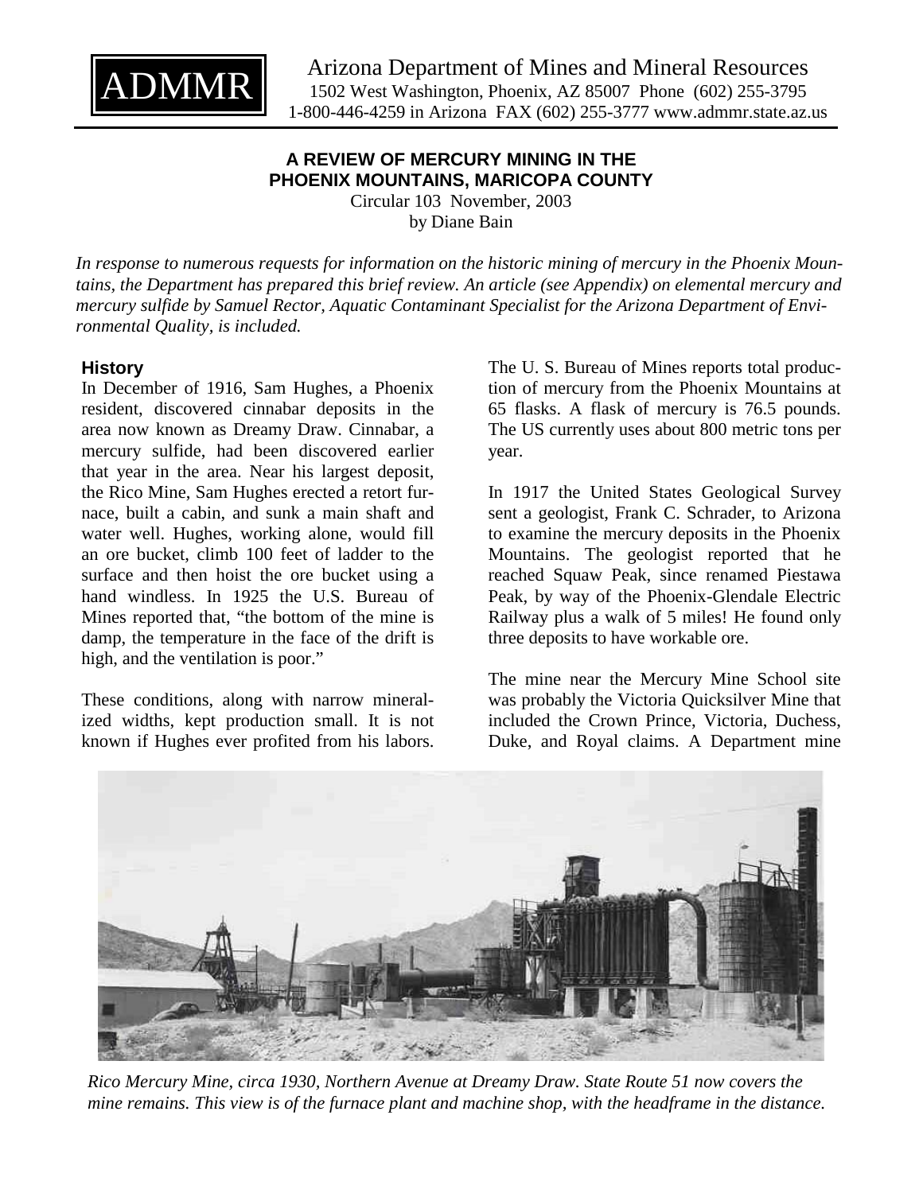ADMMR

Arizona Department of Mines and Mineral Resources
1502 West Washington, Phoenix, AZ 85007 Phone (602) 255-3795
1-800-446-4259 in Arizona FAX (602) 255-3777 www.admmr.state.az.us

# A REVIEW OF MERCURY MINING IN THE PHOENIX MOUNTAINS, MARICOPA COUNTY

Circular 103 November, 2003
by Diane Bain

*In response to numerous requests for information on the historic mining of mercury in the Phoenix Mountains, the Department has prepared this brief review. An article (see Appendix) on elemental mercury and mercury sulfide by Samuel Rector, Aquatic Contaminant Specialist for the Arizona Department of Environmental Quality, is included.*

## History

In December of 1916, Sam Hughes, a Phoenix resident, discovered cinnabar deposits in the area now known as Dreamy Draw. Cinnabar, a mercury sulfide, had been discovered earlier that year in the area. Near his largest deposit, the Rico Mine, Sam Hughes erected a retort furnace, built a cabin, and sunk a main shaft and water well. Hughes, working alone, would fill an ore bucket, climb 100 feet of ladder to the surface and then hoist the ore bucket using a hand windless. In 1925 the U.S. Bureau of Mines reported that, "the bottom of the mine is damp, the temperature in the face of the drift is high, and the ventilation is poor."

These conditions, along with narrow mineralized widths, kept production small. It is not known if Hughes ever profited from his labors. The U. S. Bureau of Mines reports total production of mercury from the Phoenix Mountains at 65 flasks. A flask of mercury is 76.5 pounds. The US currently uses about 800 metric tons per year.

In 1917 the United States Geological Survey sent a geologist, Frank C. Schrader, to Arizona to examine the mercury deposits in the Phoenix Mountains. The geologist reported that he reached Squaw Peak, since renamed Piestawa Peak, by way of the Phoenix-Glendale Electric Railway plus a walk of 5 miles! He found only three deposits to have workable ore.

The mine near the Mercury Mine School site was probably the Victoria Quicksilver Mine that included the Crown Prince, Victoria, Duchess, Duke, and Royal claims. A Department mine

*Rico Mercury Mine, circa 1930, Northern Avenue at Dreamy Draw. State Route 51 now covers the mine remains. This view is of the furnace plant and machine shop, with the headframe in the distance.*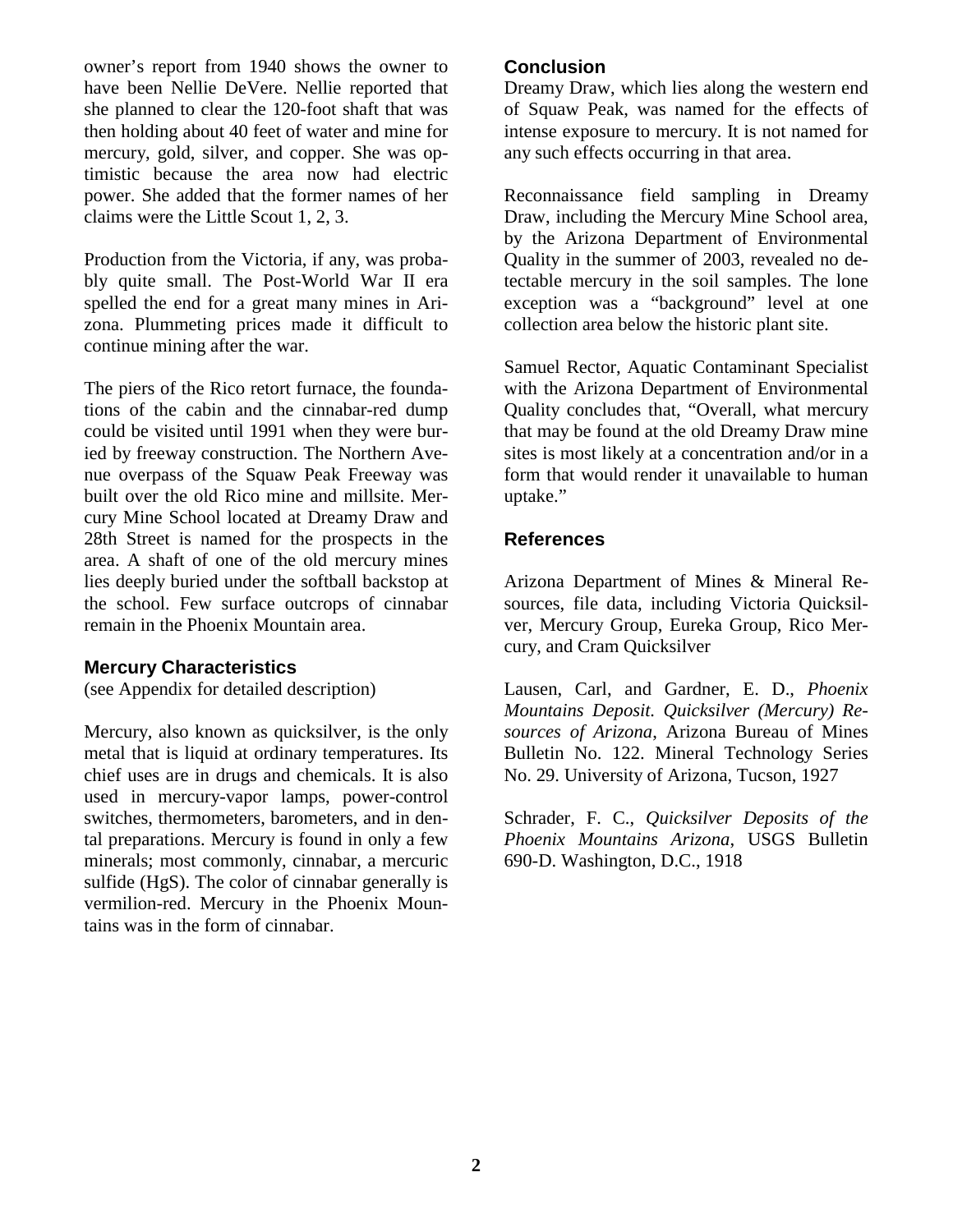owner's report from 1940 shows the owner to have been Nellie DeVere. Nellie reported that she planned to clear the 120-foot shaft that was then holding about 40 feet of water and mine for mercury, gold, silver, and copper. She was optimistic because the area now had electric power. She added that the former names of her claims were the Little Scout 1, 2, 3.

Production from the Victoria, if any, was probably quite small. The Post-World War II era spelled the end for a great many mines in Arizona. Plummeting prices made it difficult to continue mining after the war.

The piers of the Rico retort furnace, the foundations of the cabin and the cinnabar-red dump could be visited until 1991 when they were buried by freeway construction. The Northern Avenue overpass of the Squaw Peak Freeway was built over the old Rico mine and millsite. Mercury Mine School located at Dreamy Draw and 28th Street is named for the prospects in the area. A shaft of one of the old mercury mines lies deeply buried under the softball backstop at the school. Few surface outcrops of cinnabar remain in the Phoenix Mountain area.

## Mercury Characteristics

(see Appendix for detailed description)

Mercury, also known as quicksilver, is the only metal that is liquid at ordinary temperatures. Its chief uses are in drugs and chemicals. It is also used in mercury-vapor lamps, power-control switches, thermometers, barometers, and in dental preparations. Mercury is found in only a few minerals; most commonly, cinnabar, a mercuric sulfide ($HgS$). The color of cinnabar generally is vermilion-red. Mercury in the Phoenix Mountains was in the form of cinnabar.

## Conclusion

Dreamy Draw, which lies along the western end of Squaw Peak, was named for the effects of intense exposure to mercury. It is not named for any such effects occurring in that area.

Reconnaissance field sampling in Dreamy Draw, including the Mercury Mine School area, by the Arizona Department of Environmental Quality in the summer of 2003, revealed no detectable mercury in the soil samples. The lone exception was a "background" level at one collection area below the historic plant site.

Samuel Rector, Aquatic Contaminant Specialist with the Arizona Department of Environmental Quality concludes that, "Overall, what mercury that may be found at the old Dreamy Draw mine sites is most likely at a concentration and/or in a form that would render it unavailable to human uptake."

## References

Arizona Department of Mines & Mineral Resources, file data, including Victoria Quicksilver, Mercury Group, Eureka Group, Rico Mercury, and Cram Quicksilver

Lausen, Carl, and Gardner, E. D., *Phoenix Mountains Deposit. Quicksilver (Mercury) Resources of Arizona*, Arizona Bureau of Mines Bulletin No. 122. Mineral Technology Series No. 29. University of Arizona, Tucson, 1927

Schrader, F. C., *Quicksilver Deposits of the Phoenix Mountains Arizona*, USGS Bulletin 690-D. Washington, D.C., 1918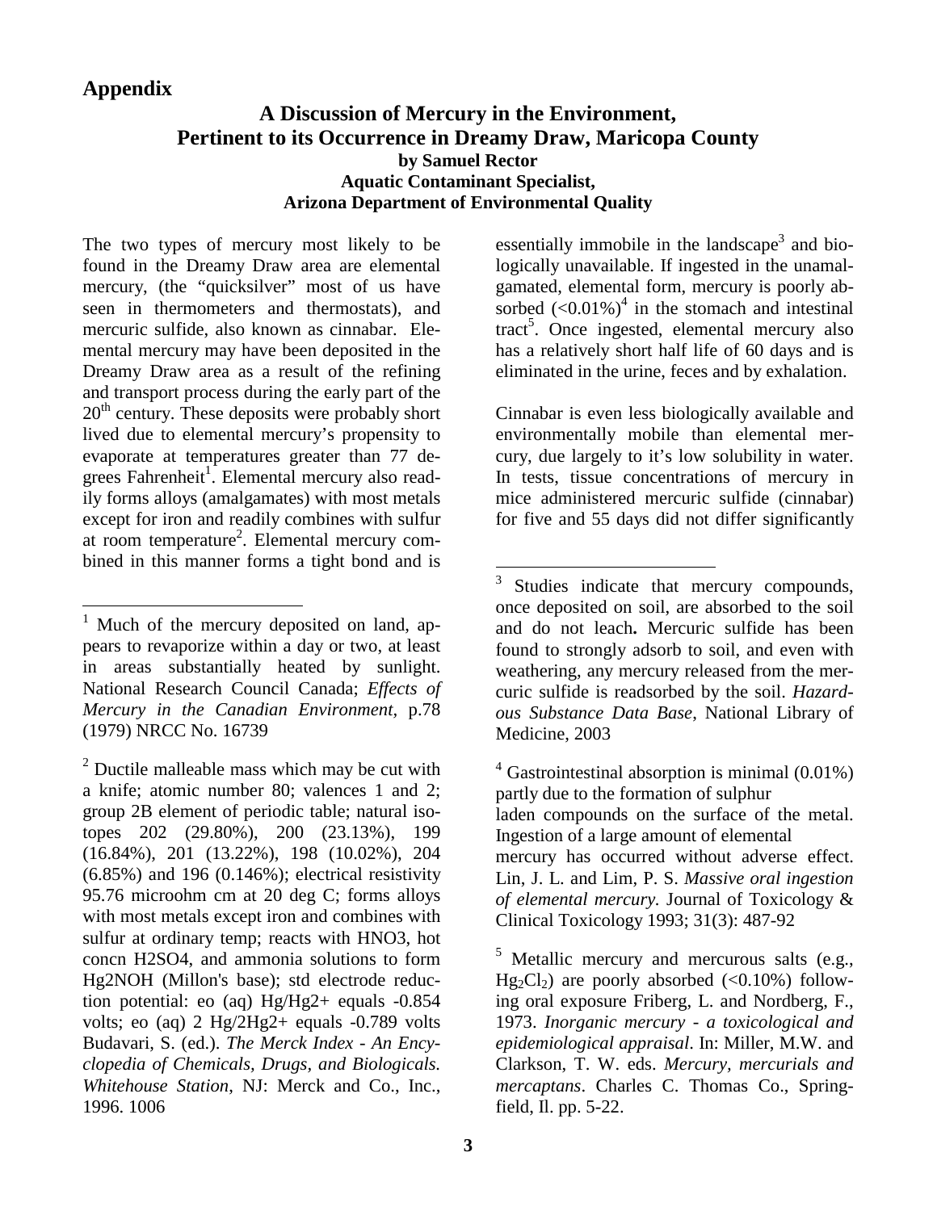## Appendix

### A Discussion of Mercury in the Environment, Pertinent to its Occurrence in Dreamy Draw, Maricopa County

**by Samuel Rector**
**Aquatic Contaminant Specialist,**
**Arizona Department of Environmental Quality**

The two types of mercury most likely to be found in the Dreamy Draw area are elemental mercury, (the "quicksilver" most of us have seen in thermometers and thermostats), and mercuric sulfide, also known as cinnabar. Elemental mercury may have been deposited in the Dreamy Draw area as a result of the refining and transport process during the early part of the 20th century. These deposits were probably short lived due to elemental mercury's propensity to evaporate at temperatures greater than 77 degrees Fahrenheit[1]. Elemental mercury also readily forms alloys (amalgamates) with most metals except for iron and readily combines with sulfur at room temperature[2]. Elemental mercury combined in this manner forms a tight bond and is essentially immobile in the landscape[3] and biologically unavailable. If ingested in the unamalgamated, elemental form, mercury is poorly absorbed (<0.01%)[4] in the stomach and intestinal tract[5]. Once ingested, elemental mercury also has a relatively short half life of 60 days and is eliminated in the urine, feces and by exhalation.

Cinnabar is even less biologically available and environmentally mobile than elemental mercury, due largely to it's low solubility in water. In tests, tissue concentrations of mercury in mice administered mercuric sulfide (cinnabar) for five and 55 days did not differ significantly

---

[1] Much of the mercury deposited on land, appears to revaporize within a day or two, at least in areas substantially heated by sunlight. National Research Council Canada; *Effects of Mercury in the Canadian Environment,* p.78 (1979) NRCC No. 16739

[2] Ductile malleable mass which may be cut with a knife; atomic number 80; valences 1 and 2; group 2B element of periodic table; natural isotopes 202 (29.80%), 200 (23.13%), 199 (16.84%), 201 (13.22%), 198 (10.02%), 204 (6.85%) and 196 (0.146%); electrical resistivity 95.76 microohm cm at 20 deg C; forms alloys with most metals except iron and combines with sulfur at ordinary temp; reacts with HNO3, hot concn H2SO4, and ammonia solutions to form Hg2NOH (Millon's base); std electrode reduction potential: eo (aq) Hg/Hg2+ equals -0.854 volts; eo (aq) 2 Hg/2Hg2+ equals -0.789 volts Budavari, S. (ed.). *The Merck Index - An Encyclopedia of Chemicals, Drugs, and Biologicals. Whitehouse Station*, NJ: Merck and Co., Inc., 1996. 1006

[3] Studies indicate that mercury compounds, once deposited on soil, are absorbed to the soil and do not leach**.** Mercuric sulfide has been found to strongly adsorb to soil, and even with weathering, any mercury released from the mercuric sulfide is readsorbed by the soil. *Hazardous Substance Data Base*, National Library of Medicine, 2003

[4] Gastrointestinal absorption is minimal (0.01%) partly due to the formation of sulphur laden compounds on the surface of the metal. Ingestion of a large amount of elemental mercury has occurred without adverse effect. Lin, J. L. and Lim, P. S. *Massive oral ingestion of elemental mercury.* Journal of Toxicology & Clinical Toxicology 1993; 31(3): 487-92

[5] Metallic mercury and mercurous salts (e.g., $Hg_2Cl_2$) are poorly absorbed (<0.10%) following oral exposure Friberg, L. and Nordberg, F., 1973. *Inorganic mercury - a toxicological and epidemiological appraisal*. In: Miller, M.W. and Clarkson, T. W. eds. *Mercury, mercurials and mercaptans*. Charles C. Thomas Co., Springfield, Il. pp. 5-22.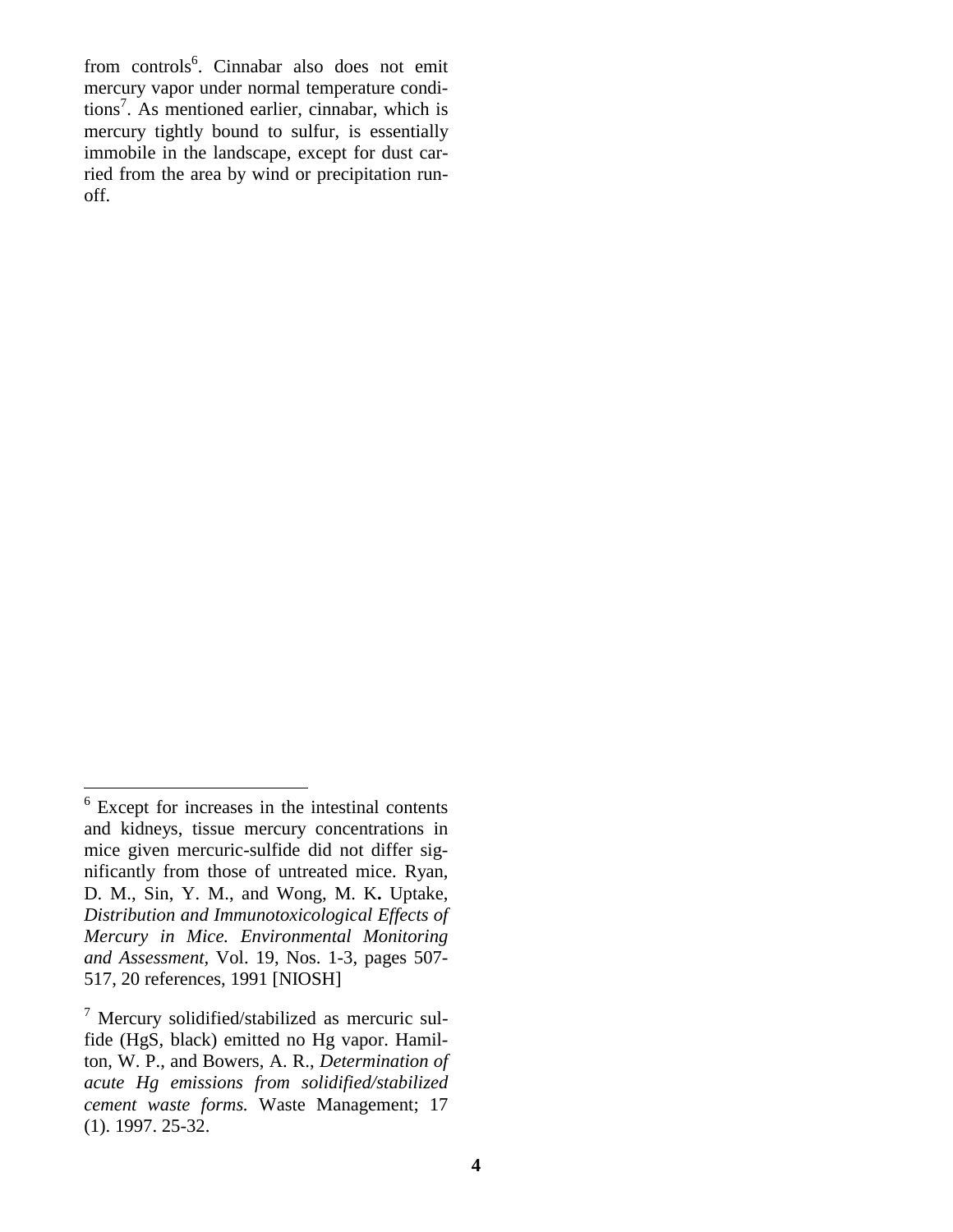from controls[6]. Cinnabar also does not emit mercury vapor under normal temperature conditions[7]. As mentioned earlier, cinnabar, which is mercury tightly bound to sulfur, is essentially immobile in the landscape, except for dust carried from the area by wind or precipitation run-off.

---

[6] Except for increases in the intestinal contents and kidneys, tissue mercury concentrations in mice given mercuric-sulfide did not differ significantly from those of untreated mice. Ryan, D. M., Sin, Y. M., and Wong, M. K**.** Uptake, *Distribution and Immunotoxicological Effects of Mercury in Mice. Environmental Monitoring and Assessment*, Vol. 19, Nos. 1-3, pages 507-517, 20 references, 1991 [NIOSH]

[7] Mercury solidified/stabilized as mercuric sulfide (HgS, black) emitted no Hg vapor. Hamilton, W. P., and Bowers, A. R., *Determination of acute Hg emissions from solidified/stabilized cement waste forms.* Waste Management; 17 (1). 1997. 25-32.